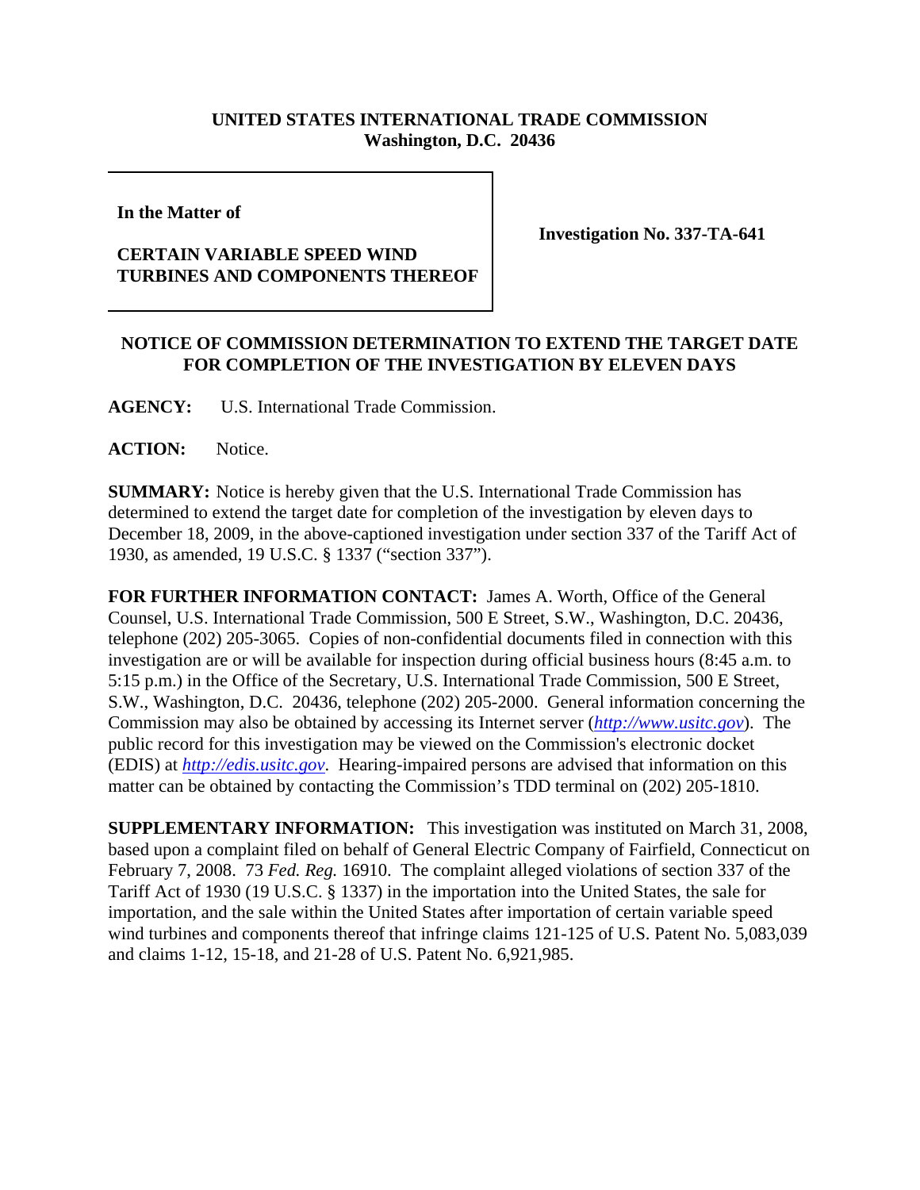**UNITED STATES INTERNATIONAL TRADE COMMISSION**
**Washington, D.C. 20436**

| | |
|---|---|
| **In the Matter of**<br><br>**CERTAIN VARIABLE SPEED WIND TURBINES AND COMPONENTS THEREOF** | **Investigation No. 337-TA-641** |

**NOTICE OF COMMISSION DETERMINATION TO EXTEND THE TARGET DATE FOR COMPLETION OF THE INVESTIGATION BY ELEVEN DAYS**

**AGENCY:** U.S. International Trade Commission.

**ACTION:** Notice.

**SUMMARY:** Notice is hereby given that the U.S. International Trade Commission has determined to extend the target date for completion of the investigation by eleven days to December 18, 2009, in the above-captioned investigation under section 337 of the Tariff Act of 1930, as amended, 19 U.S.C. § 1337 ("section 337").

**FOR FURTHER INFORMATION CONTACT:** James A. Worth, Office of the General Counsel, U.S. International Trade Commission, 500 E Street, S.W., Washington, D.C. 20436, telephone (202) 205-3065. Copies of non-confidential documents filed in connection with this investigation are or will be available for inspection during official business hours (8:45 a.m. to 5:15 p.m.) in the Office of the Secretary, U.S. International Trade Commission, 500 E Street, S.W., Washington, D.C. 20436, telephone (202) 205-2000. General information concerning the Commission may also be obtained by accessing its Internet server (*http://www.usitc.gov*). The public record for this investigation may be viewed on the Commission's electronic docket (EDIS) at *http://edis.usitc.gov*. Hearing-impaired persons are advised that information on this matter can be obtained by contacting the Commission's TDD terminal on (202) 205-1810.

**SUPPLEMENTARY INFORMATION:** This investigation was instituted on March 31, 2008, based upon a complaint filed on behalf of General Electric Company of Fairfield, Connecticut on February 7, 2008. 73 *Fed. Reg.* 16910. The complaint alleged violations of section 337 of the Tariff Act of 1930 (19 U.S.C. § 1337) in the importation into the United States, the sale for importation, and the sale within the United States after importation of certain variable speed wind turbines and components thereof that infringe claims 121-125 of U.S. Patent No. 5,083,039 and claims 1-12, 15-18, and 21-28 of U.S. Patent No. 6,921,985.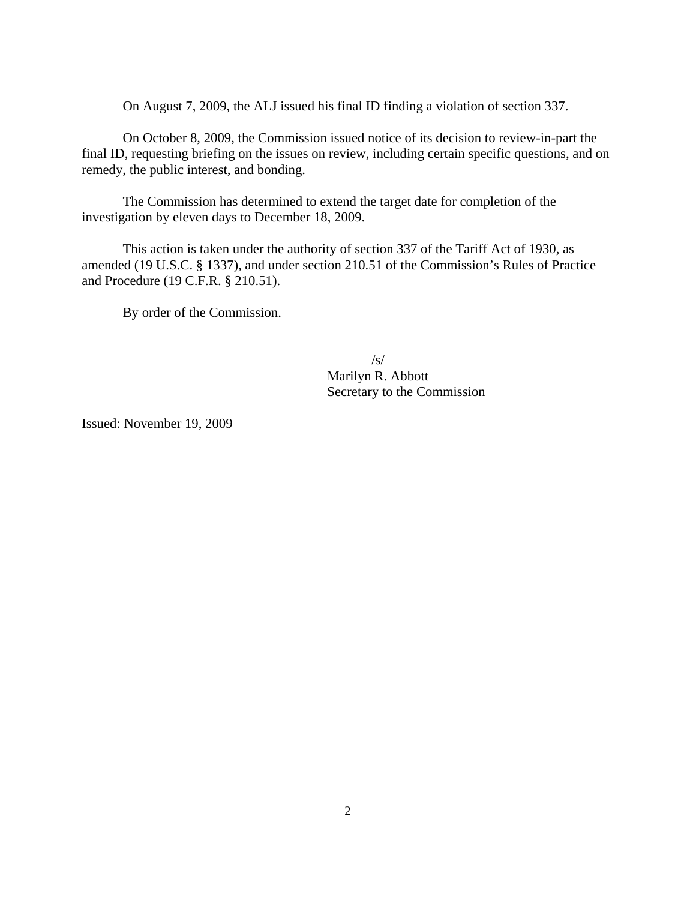On August 7, 2009, the ALJ issued his final ID finding a violation of section 337.

On October 8, 2009, the Commission issued notice of its decision to review-in-part the final ID, requesting briefing on the issues on review, including certain specific questions, and on remedy, the public interest, and bonding.

The Commission has determined to extend the target date for completion of the investigation by eleven days to December 18, 2009.

This action is taken under the authority of section 337 of the Tariff Act of 1930, as amended (19 U.S.C. § 1337), and under section 210.51 of the Commission's Rules of Practice and Procedure (19 C.F.R. § 210.51).

By order of the Commission.

/s/
Marilyn R. Abbott
Secretary to the Commission

Issued: November 19, 2009